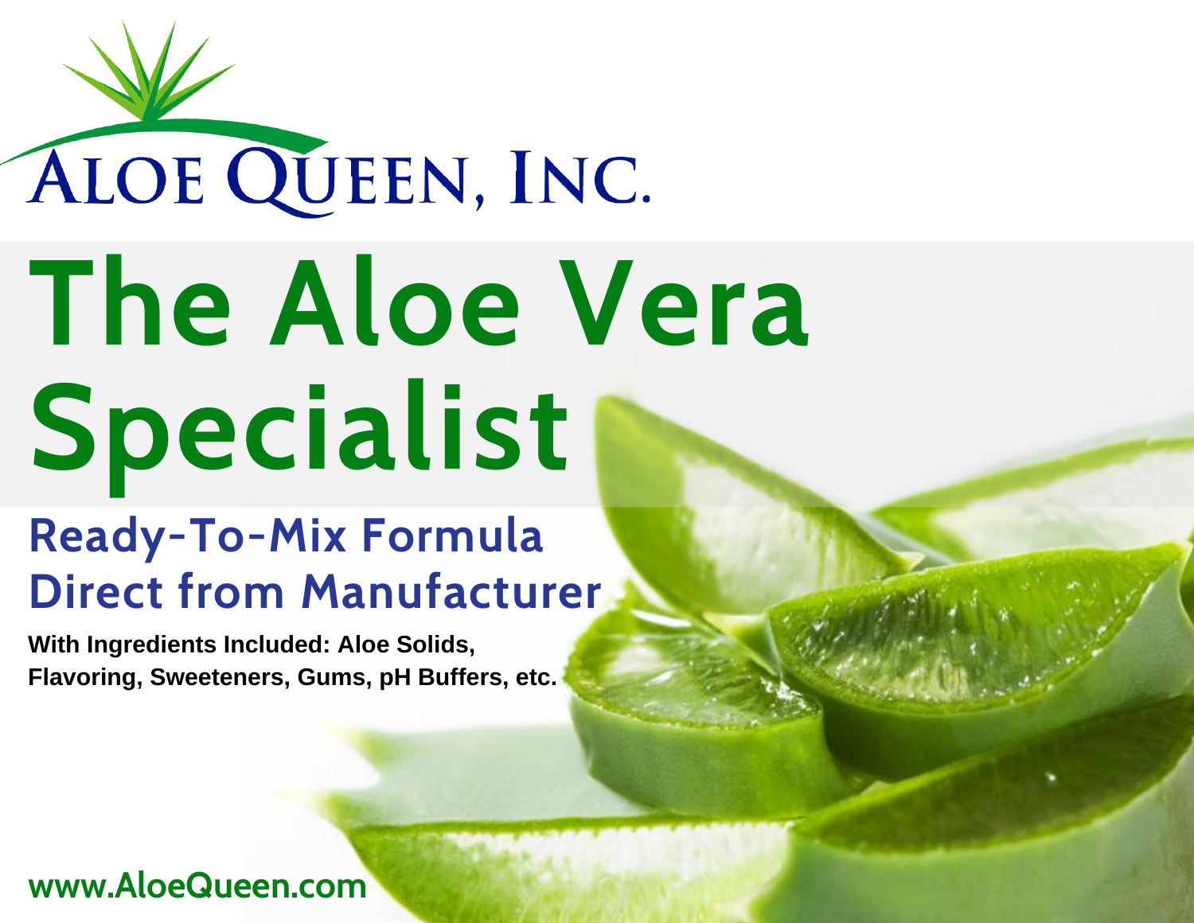# Aloe Queen, Inc.

# The Aloe Vera Specialist

## Ready-To-Mix Formula Direct from Manufacturer

**With Ingredients Included: Aloe Solids, Flavoring, Sweeteners, Gums, pH Buffers, etc.**

**www.AloeQueen.com**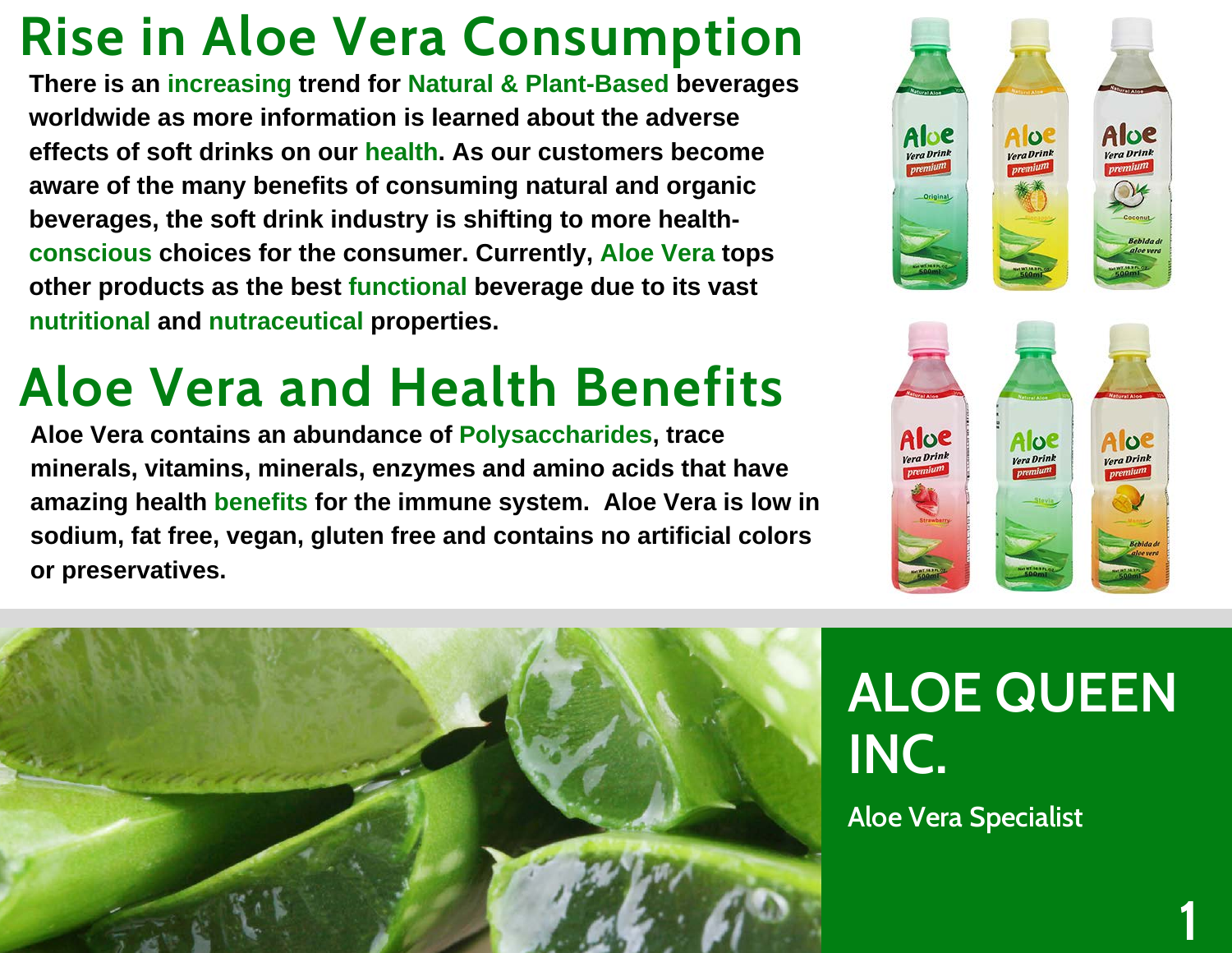# Rise in Aloe Vera Consumption

**There is an increasing trend for Natural & Plant-Based beverages worldwide as more information is learned about the adverse effects of soft drinks on our health. As our customers become aware of the many benefits of consuming natural and organic beverages, the soft drink industry is shifting to more health-conscious choices for the consumer. Currently, Aloe Vera tops other products as the best functional beverage due to its vast nutritional and nutraceutical properties.**

# Aloe Vera and Health Benefits

**Aloe Vera contains an abundance of Polysaccharides, trace minerals, vitamins, minerals, enzymes and amino acids that have amazing health benefits for the immune system. Aloe Vera is low in sodium, fat free, vegan, gluten free and contains no artificial colors or preservatives.**

## ALOE QUEEN INC.

Aloe Vera Specialist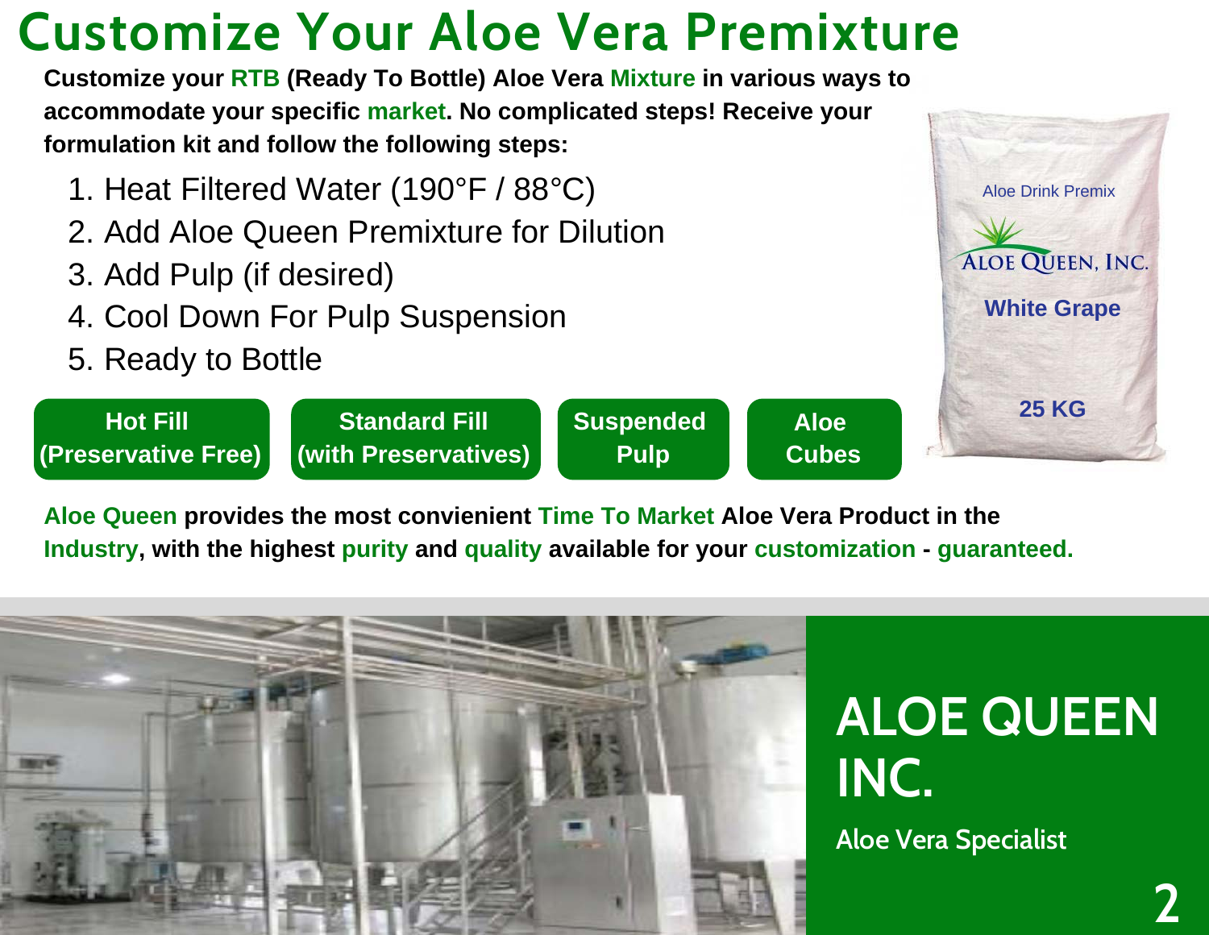# Customize Your Aloe Vera Premixture

**Customize your RTB (Ready To Bottle) Aloe Vera Mixture in various ways to accommodate your specific market. No complicated steps! Receive your formulation kit and follow the following steps:**

1. Heat Filtered Water (190°F / 88°C)
2. Add Aloe Queen Premixture for Dilution
3. Add Pulp (if desired)
4. Cool Down For Pulp Suspension
5. Ready to Bottle

Aloe Drink Premix

ALOE QUEEN, INC.

White Grape

25 KG

**Hot Fill (Preservative Free)**

**Standard Fill (with Preservatives)**

**Suspended Pulp**

**Aloe Cubes**

**Aloe Queen provides the most convienient Time To Market Aloe Vera Product in the Industry, with the highest purity and quality available for your customization - guaranteed.**

# ALOE QUEEN INC.

Aloe Vera Specialist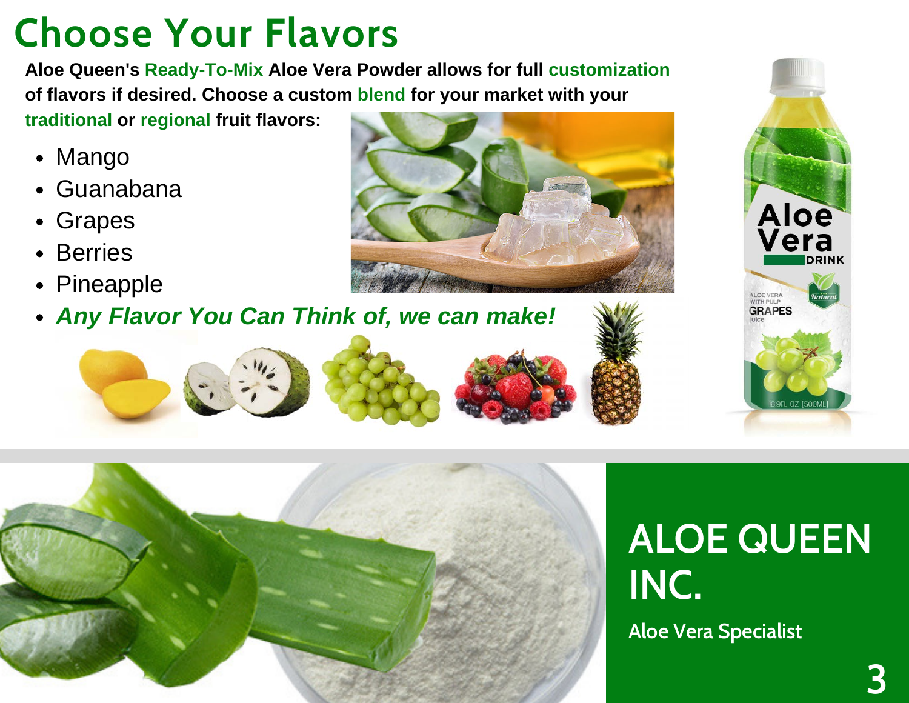# Choose Your Flavors

**Aloe Queen's Ready-To-Mix Aloe Vera Powder allows for full customization of flavors if desired. Choose a custom blend for your market with your traditional or regional fruit flavors:**

- Mango
- Guanabana
- Grapes
- Berries
- Pineapple
- ***Any Flavor You Can Think of, we can make!***

## ALOE QUEEN INC.

Aloe Vera Specialist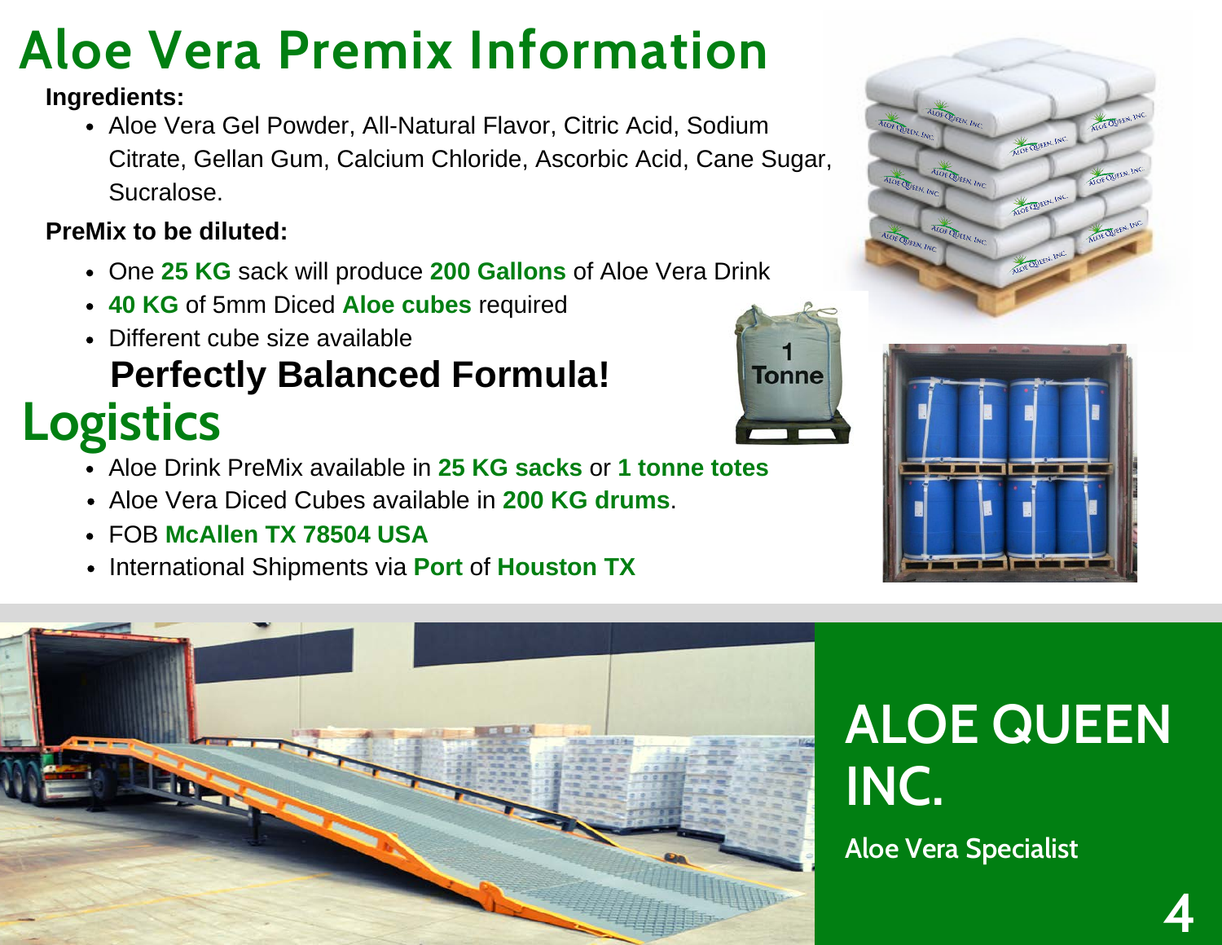# Aloe Vera Premix Information

**Ingredients:**

- Aloe Vera Gel Powder, All-Natural Flavor, Citric Acid, Sodium Citrate, Gellan Gum, Calcium Chloride, Ascorbic Acid, Cane Sugar, Sucralose.

**PreMix to be diluted:**

- One **25 KG** sack will produce **200 Gallons** of Aloe Vera Drink
- **40 KG** of 5mm Diced **Aloe cubes** required
- Different cube size available

**Perfectly Balanced Formula!**

# Logistics

- Aloe Drink PreMix available in **25 KG sacks** or **1 tonne totes**
- Aloe Vera Diced Cubes available in **200 KG drums**.
- FOB **McAllen TX 78504 USA**
- International Shipments via **Port** of **Houston TX**

## ALOE QUEEN INC.

Aloe Vera Specialist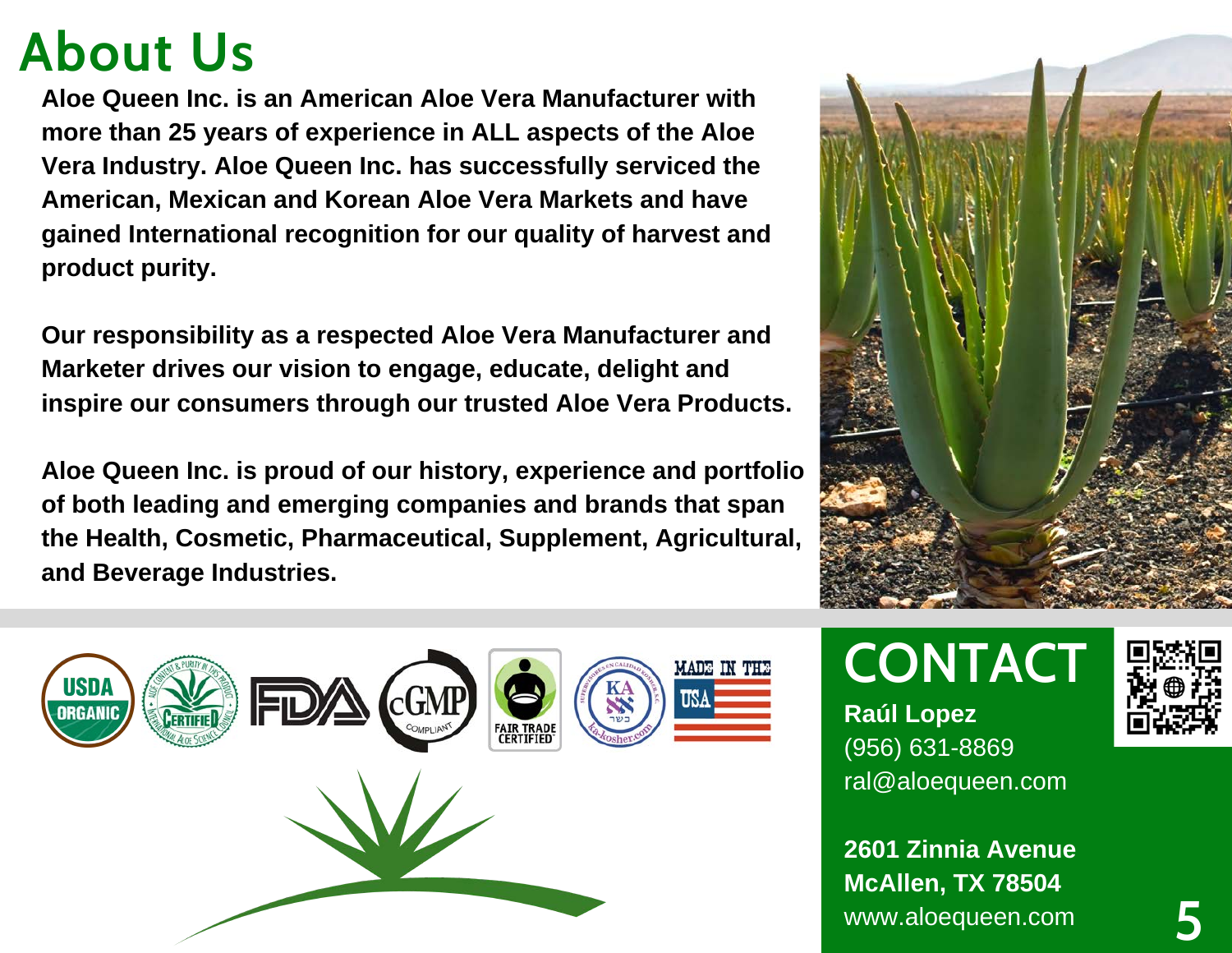# About Us

**Aloe Queen Inc. is an American Aloe Vera Manufacturer with more than 25 years of experience in ALL aspects of the Aloe Vera Industry. Aloe Queen Inc. has successfully serviced the American, Mexican and Korean Aloe Vera Markets and have gained International recognition for our quality of harvest and product purity.**

**Our responsibility as a respected Aloe Vera Manufacturer and Marketer drives our vision to engage, educate, delight and inspire our consumers through our trusted Aloe Vera Products.**

**Aloe Queen Inc. is proud of our history, experience and portfolio of both leading and emerging companies and brands that span the Health, Cosmetic, Pharmaceutical, Supplement, Agricultural, and Beverage Industries.**

# CONTACT

**Raúl Lopez**
(956) 631-8869
ral@aloequeen.com

**2601 Zinnia Avenue**
**McAllen, TX 78504**
www.aloequeen.com